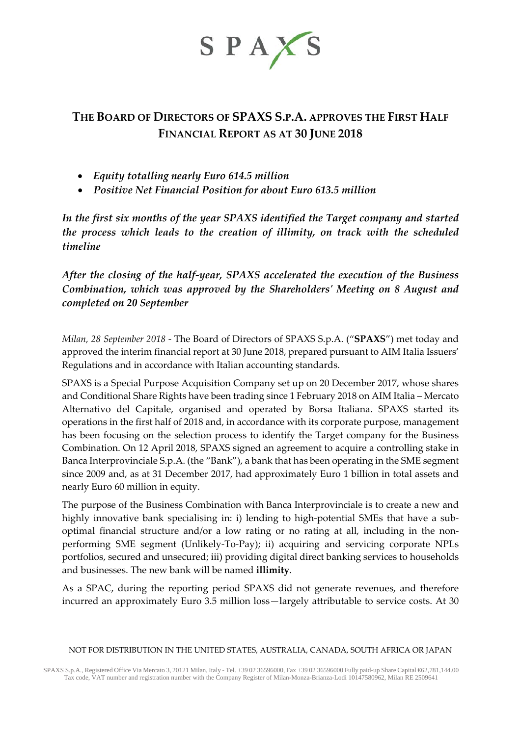SPAXS

# THE BOARD OF DIRECTORS OF SPAXS S.P.A. APPROVES THE FIRST HALF FINANCIAL REPORT AS AT 30 JUNE 2018

- ***Equity totalling nearly Euro 614.5 million***
- ***Positive Net Financial Position for about Euro 613.5 million***

***In the first six months of the year SPAXS identified the Target company and started the process which leads to the creation of illimity, on track with the scheduled timeline***

***After the closing of the half-year, SPAXS accelerated the execution of the Business Combination, which was approved by the Shareholders' Meeting on 8 August and completed on 20 September***

*Milan, 28 September 2018* - The Board of Directors of SPAXS S.p.A. ("**SPAXS**") met today and approved the interim financial report at 30 June 2018, prepared pursuant to AIM Italia Issuers' Regulations and in accordance with Italian accounting standards.

SPAXS is a Special Purpose Acquisition Company set up on 20 December 2017, whose shares and Conditional Share Rights have been trading since 1 February 2018 on AIM Italia – Mercato Alternativo del Capitale, organised and operated by Borsa Italiana. SPAXS started its operations in the first half of 2018 and, in accordance with its corporate purpose, management has been focusing on the selection process to identify the Target company for the Business Combination. On 12 April 2018, SPAXS signed an agreement to acquire a controlling stake in Banca Interprovinciale S.p.A. (the "Bank"), a bank that has been operating in the SME segment since 2009 and, as at 31 December 2017, had approximately Euro 1 billion in total assets and nearly Euro 60 million in equity.

The purpose of the Business Combination with Banca Interprovinciale is to create a new and highly innovative bank specialising in: i) lending to high-potential SMEs that have a sub-optimal financial structure and/or a low rating or no rating at all, including in the non-performing SME segment (Unlikely-To-Pay); ii) acquiring and servicing corporate NPLs portfolios, secured and unsecured; iii) providing digital direct banking services to households and businesses. The new bank will be named **illimity**.

As a SPAC, during the reporting period SPAXS did not generate revenues, and therefore incurred an approximately Euro 3.5 million loss—largely attributable to service costs. At 30

NOT FOR DISTRIBUTION IN THE UNITED STATES, AUSTRALIA, CANADA, SOUTH AFRICA OR JAPAN

SPAXS S.p.A., Registered Office Via Mercato 3, 20121 Milan, Italy - Tel. +39 02 36596000, Fax +39 02 36596000 Fully paid-up Share Capital €62,781,144.00
Tax code, VAT number and registration number with the Company Register of Milan-Monza-Brianza-Lodi 10147580962, Milan RE 2509641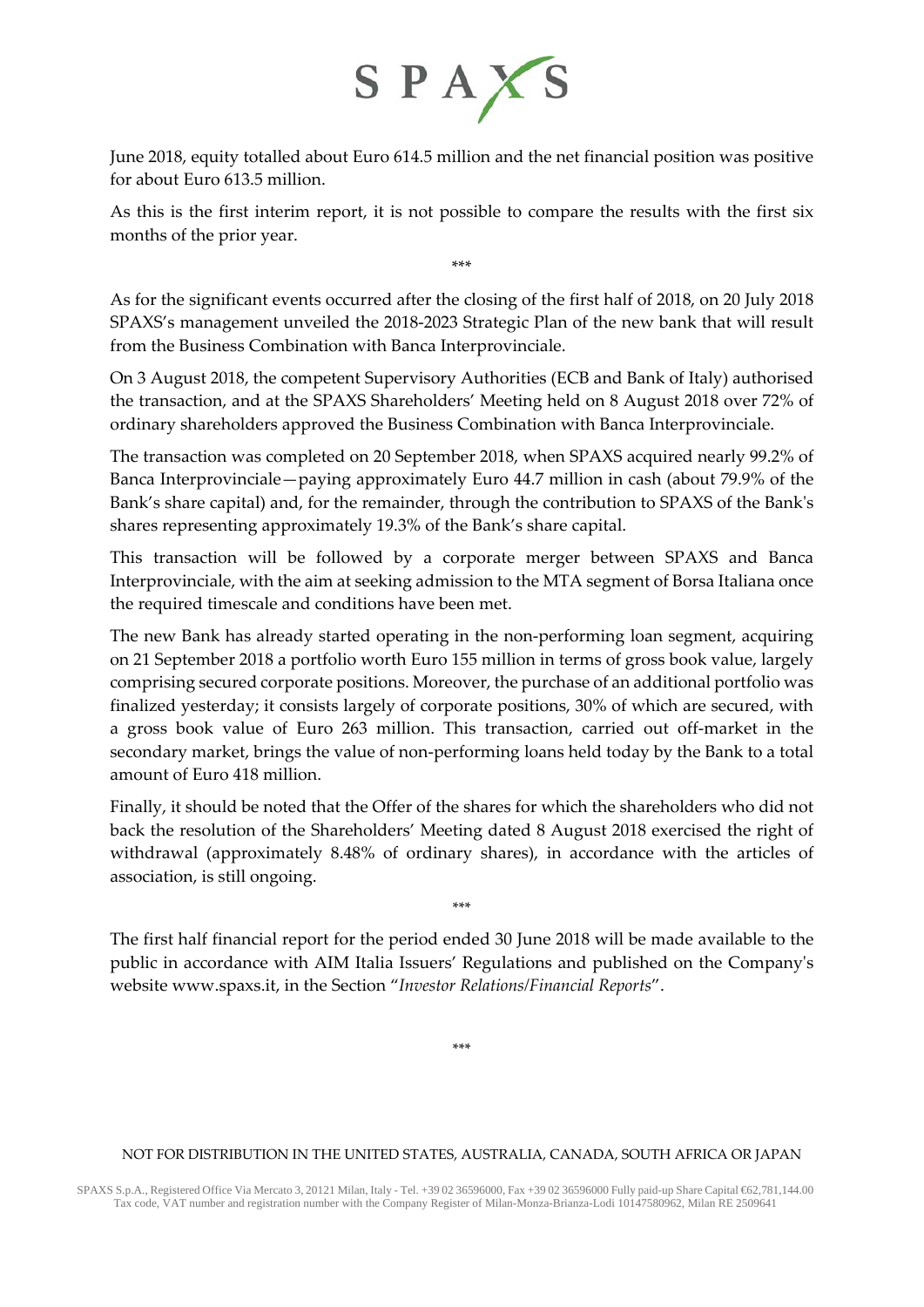June 2018, equity totalled about Euro 614.5 million and the net financial position was positive for about Euro 613.5 million.

As this is the first interim report, it is not possible to compare the results with the first six months of the prior year.

\*\*\*

As for the significant events occurred after the closing of the first half of 2018, on 20 July 2018 SPAXS's management unveiled the 2018-2023 Strategic Plan of the new bank that will result from the Business Combination with Banca Interprovinciale.

On 3 August 2018, the competent Supervisory Authorities (ECB and Bank of Italy) authorised the transaction, and at the SPAXS Shareholders' Meeting held on 8 August 2018 over 72% of ordinary shareholders approved the Business Combination with Banca Interprovinciale.

The transaction was completed on 20 September 2018, when SPAXS acquired nearly 99.2% of Banca Interprovinciale—paying approximately Euro 44.7 million in cash (about 79.9% of the Bank's share capital) and, for the remainder, through the contribution to SPAXS of the Bank's shares representing approximately 19.3% of the Bank's share capital.

This transaction will be followed by a corporate merger between SPAXS and Banca Interprovinciale, with the aim at seeking admission to the MTA segment of Borsa Italiana once the required timescale and conditions have been met.

The new Bank has already started operating in the non-performing loan segment, acquiring on 21 September 2018 a portfolio worth Euro 155 million in terms of gross book value, largely comprising secured corporate positions. Moreover, the purchase of an additional portfolio was finalized yesterday; it consists largely of corporate positions, 30% of which are secured, with a gross book value of Euro 263 million. This transaction, carried out off-market in the secondary market, brings the value of non-performing loans held today by the Bank to a total amount of Euro 418 million.

Finally, it should be noted that the Offer of the shares for which the shareholders who did not back the resolution of the Shareholders' Meeting dated 8 August 2018 exercised the right of withdrawal (approximately 8.48% of ordinary shares), in accordance with the articles of association, is still ongoing.

\*\*\*

The first half financial report for the period ended 30 June 2018 will be made available to the public in accordance with AIM Italia Issuers' Regulations and published on the Company's website www.spaxs.it, in the Section "*Investor Relations/Financial Reports*".

\*\*\*

NOT FOR DISTRIBUTION IN THE UNITED STATES, AUSTRALIA, CANADA, SOUTH AFRICA OR JAPAN

SPAXS S.p.A., Registered Office Via Mercato 3, 20121 Milan, Italy - Tel. +39 02 36596000, Fax +39 02 36596000 Fully paid-up Share Capital €62,781,144.00
Tax code, VAT number and registration number with the Company Register of Milan-Monza-Brianza-Lodi 10147580962, Milan RE 2509641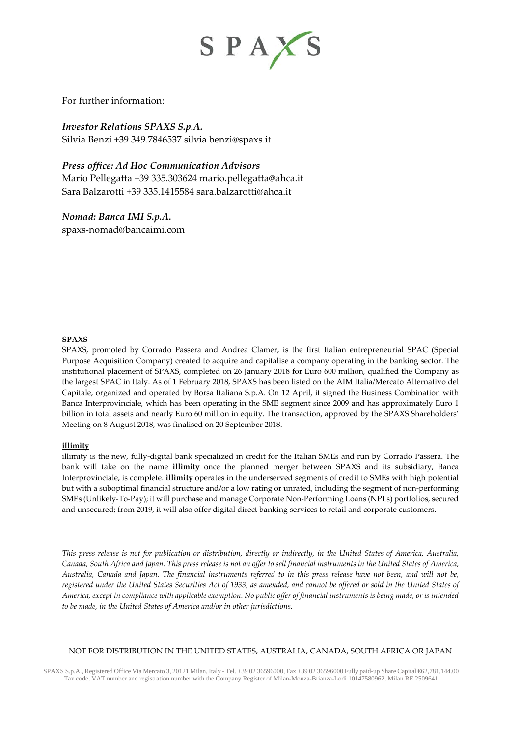SPAXS

For further information:

***Investor Relations SPAXS S.p.A.***
Silvia Benzi +39 349.7846537 silvia.benzi@spaxs.it

***Press office: Ad Hoc Communication Advisors***
Mario Pellegatta +39 335.303624 mario.pellegatta@ahca.it
Sara Balzarotti +39 335.1415584 sara.balzarotti@ahca.it

***Nomad: Banca IMI S.p.A.***
spaxs-nomad@bancaimi.com

**SPAXS**

SPAXS, promoted by Corrado Passera and Andrea Clamer, is the first Italian entrepreneurial SPAC (Special Purpose Acquisition Company) created to acquire and capitalise a company operating in the banking sector. The institutional placement of SPAXS, completed on 26 January 2018 for Euro 600 million, qualified the Company as the largest SPAC in Italy. As of 1 February 2018, SPAXS has been listed on the AIM Italia/Mercato Alternativo del Capitale, organized and operated by Borsa Italiana S.p.A. On 12 April, it signed the Business Combination with Banca Interprovinciale, which has been operating in the SME segment since 2009 and has approximately Euro 1 billion in total assets and nearly Euro 60 million in equity. The transaction, approved by the SPAXS Shareholders' Meeting on 8 August 2018, was finalised on 20 September 2018.

**illimity**

illimity is the new, fully-digital bank specialized in credit for the Italian SMEs and run by Corrado Passera. The bank will take on the name **illimity** once the planned merger between SPAXS and its subsidiary, Banca Interprovinciale, is complete. **illimity** operates in the underserved segments of credit to SMEs with high potential but with a suboptimal financial structure and/or a low rating or unrated, including the segment of non-performing SMEs (Unlikely-To-Pay); it will purchase and manage Corporate Non-Performing Loans (NPLs) portfolios, secured and unsecured; from 2019, it will also offer digital direct banking services to retail and corporate customers.

*This press release is not for publication or distribution, directly or indirectly, in the United States of America, Australia, Canada, South Africa and Japan. This press release is not an offer to sell financial instruments in the United States of America, Australia, Canada and Japan. The financial instruments referred to in this press release have not been, and will not be, registered under the United States Securities Act of 1933, as amended, and cannot be offered or sold in the United States of America, except in compliance with applicable exemption. No public offer of financial instruments is being made, or is intended to be made, in the United States of America and/or in other jurisdictions.*

NOT FOR DISTRIBUTION IN THE UNITED STATES, AUSTRALIA, CANADA, SOUTH AFRICA OR JAPAN

SPAXS S.p.A., Registered Office Via Mercato 3, 20121 Milan, Italy - Tel. +39 02 36596000, Fax +39 02 36596000 Fully paid-up Share Capital €62,781,144.00
Tax code, VAT number and registration number with the Company Register of Milan-Monza-Brianza-Lodi 10147580962, Milan RE 2509641